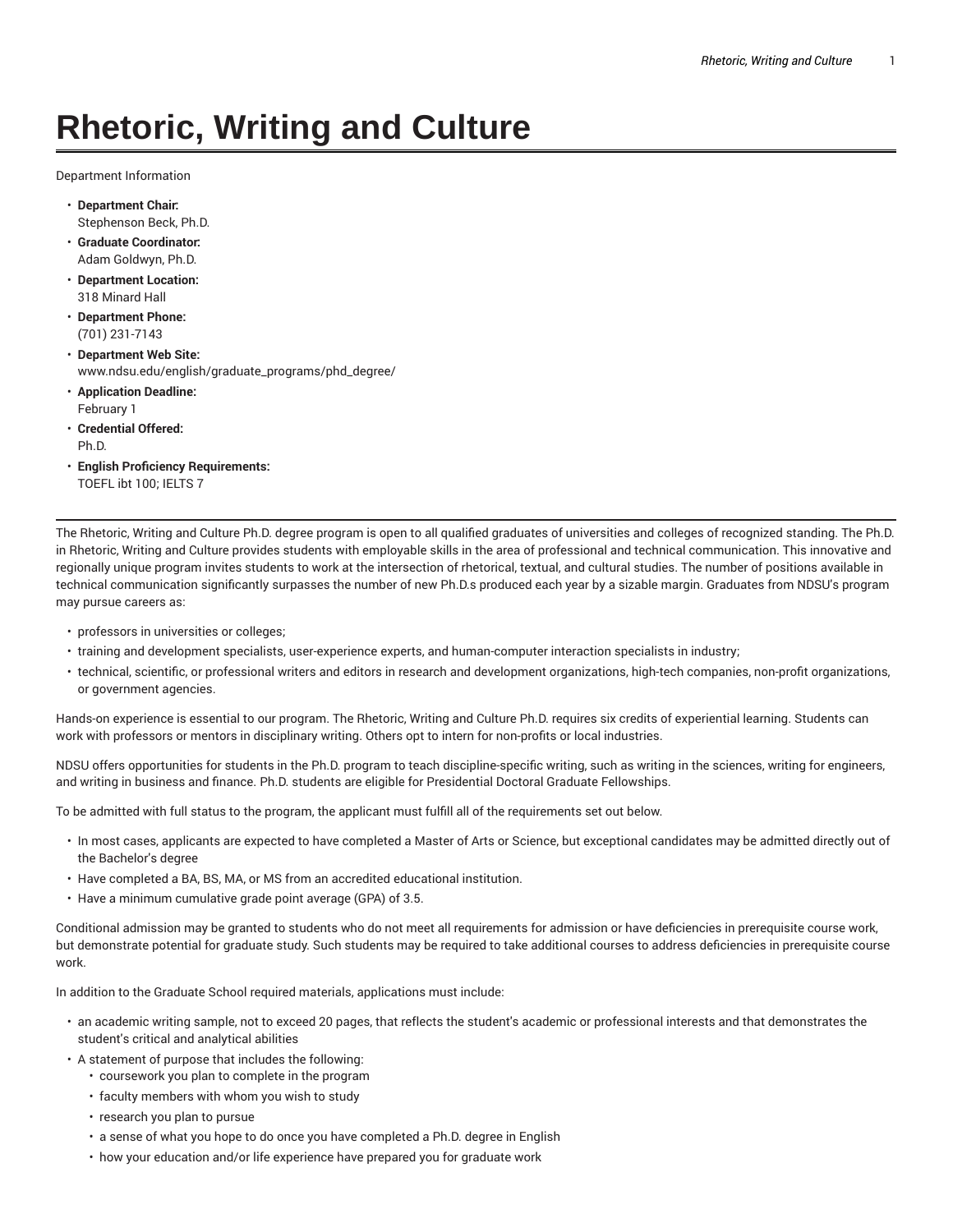# Rhetoric, Writing and Culture

Department Information

- **Department Chair:**
  Stephenson Beck, Ph.D.
- **Graduate Coordinator:**
  Adam Goldwyn, Ph.D.
- **Department Location:**
  318 Minard Hall
- **Department Phone:**
  (701) 231-7143
- **Department Web Site:**
  www.ndsu.edu/english/graduate_programs/phd_degree/
- **Application Deadline:**
  February 1
- **Credential Offered:**
  Ph.D.
- **English Proficiency Requirements:**
  TOEFL ibt 100; IELTS 7

---

The Rhetoric, Writing and Culture Ph.D. degree program is open to all qualified graduates of universities and colleges of recognized standing. The Ph.D. in Rhetoric, Writing and Culture provides students with employable skills in the area of professional and technical communication. This innovative and regionally unique program invites students to work at the intersection of rhetorical, textual, and cultural studies. The number of positions available in technical communication significantly surpasses the number of new Ph.D.s produced each year by a sizable margin. Graduates from NDSU's program may pursue careers as:

- professors in universities or colleges;
- training and development specialists, user-experience experts, and human-computer interaction specialists in industry;
- technical, scientific, or professional writers and editors in research and development organizations, high-tech companies, non-profit organizations, or government agencies.

Hands-on experience is essential to our program. The Rhetoric, Writing and Culture Ph.D. requires six credits of experiential learning. Students can work with professors or mentors in disciplinary writing. Others opt to intern for non-profits or local industries.

NDSU offers opportunities for students in the Ph.D. program to teach discipline-specific writing, such as writing in the sciences, writing for engineers, and writing in business and finance. Ph.D. students are eligible for Presidential Doctoral Graduate Fellowships.

To be admitted with full status to the program, the applicant must fulfill all of the requirements set out below.

- In most cases, applicants are expected to have completed a Master of Arts or Science, but exceptional candidates may be admitted directly out of the Bachelor's degree
- Have completed a BA, BS, MA, or MS from an accredited educational institution.
- Have a minimum cumulative grade point average (GPA) of 3.5.

Conditional admission may be granted to students who do not meet all requirements for admission or have deficiencies in prerequisite course work, but demonstrate potential for graduate study. Such students may be required to take additional courses to address deficiencies in prerequisite course work.

In addition to the Graduate School required materials, applications must include:

- an academic writing sample, not to exceed 20 pages, that reflects the student's academic or professional interests and that demonstrates the student's critical and analytical abilities
- A statement of purpose that includes the following:
  - coursework you plan to complete in the program
  - faculty members with whom you wish to study
  - research you plan to pursue
  - a sense of what you hope to do once you have completed a Ph.D. degree in English
  - how your education and/or life experience have prepared you for graduate work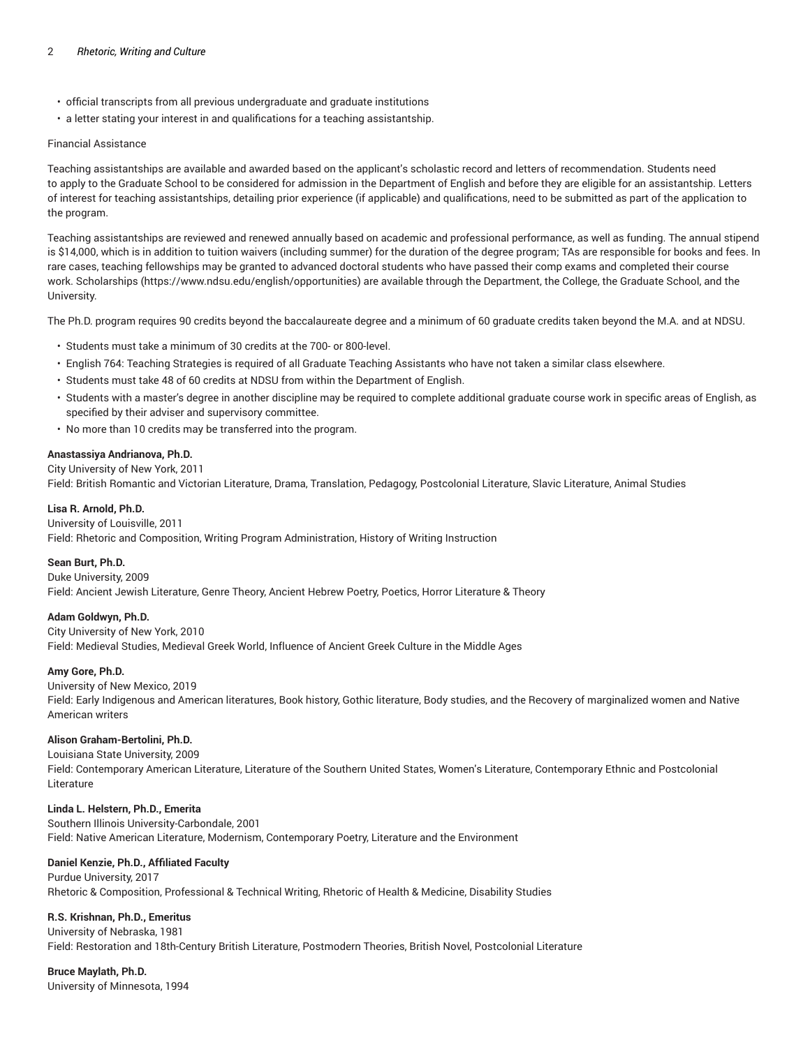- official transcripts from all previous undergraduate and graduate institutions
- a letter stating your interest in and qualifications for a teaching assistantship.

Financial Assistance

Teaching assistantships are available and awarded based on the applicant's scholastic record and letters of recommendation. Students need to apply to the Graduate School to be considered for admission in the Department of English and before they are eligible for an assistantship. Letters of interest for teaching assistantships, detailing prior experience (if applicable) and qualifications, need to be submitted as part of the application to the program.

Teaching assistantships are reviewed and renewed annually based on academic and professional performance, as well as funding. The annual stipend is $14,000, which is in addition to tuition waivers (including summer) for the duration of the degree program; TAs are responsible for books and fees. In rare cases, teaching fellowships may be granted to advanced doctoral students who have passed their comp exams and completed their course work. Scholarships (https://www.ndsu.edu/english/opportunities) are available through the Department, the College, the Graduate School, and the University.

The Ph.D. program requires 90 credits beyond the baccalaureate degree and a minimum of 60 graduate credits taken beyond the M.A. and at NDSU.

- Students must take a minimum of 30 credits at the 700- or 800-level.
- English 764: Teaching Strategies is required of all Graduate Teaching Assistants who have not taken a similar class elsewhere.
- Students must take 48 of 60 credits at NDSU from within the Department of English.
- Students with a master's degree in another discipline may be required to complete additional graduate course work in specific areas of English, as specified by their adviser and supervisory committee.
- No more than 10 credits may be transferred into the program.

**Anastassiya Andrianova, Ph.D.**
City University of New York, 2011
Field: British Romantic and Victorian Literature, Drama, Translation, Pedagogy, Postcolonial Literature, Slavic Literature, Animal Studies

**Lisa R. Arnold, Ph.D.**
University of Louisville, 2011
Field: Rhetoric and Composition, Writing Program Administration, History of Writing Instruction

**Sean Burt, Ph.D.**
Duke University, 2009
Field: Ancient Jewish Literature, Genre Theory, Ancient Hebrew Poetry, Poetics, Horror Literature & Theory

**Adam Goldwyn, Ph.D.**
City University of New York, 2010
Field: Medieval Studies, Medieval Greek World, Influence of Ancient Greek Culture in the Middle Ages

**Amy Gore, Ph.D.**
University of New Mexico, 2019
Field: Early Indigenous and American literatures, Book history, Gothic literature, Body studies, and the Recovery of marginalized women and Native American writers

**Alison Graham-Bertolini, Ph.D.**
Louisiana State University, 2009
Field: Contemporary American Literature, Literature of the Southern United States, Women's Literature, Contemporary Ethnic and Postcolonial Literature

**Linda L. Helstern, Ph.D., Emerita**
Southern Illinois University-Carbondale, 2001
Field: Native American Literature, Modernism, Contemporary Poetry, Literature and the Environment

**Daniel Kenzie, Ph.D., Affiliated Faculty**
Purdue University, 2017
Rhetoric & Composition, Professional & Technical Writing, Rhetoric of Health & Medicine, Disability Studies

**R.S. Krishnan, Ph.D., Emeritus**
University of Nebraska, 1981
Field: Restoration and 18th-Century British Literature, Postmodern Theories, British Novel, Postcolonial Literature

**Bruce Maylath, Ph.D.**
University of Minnesota, 1994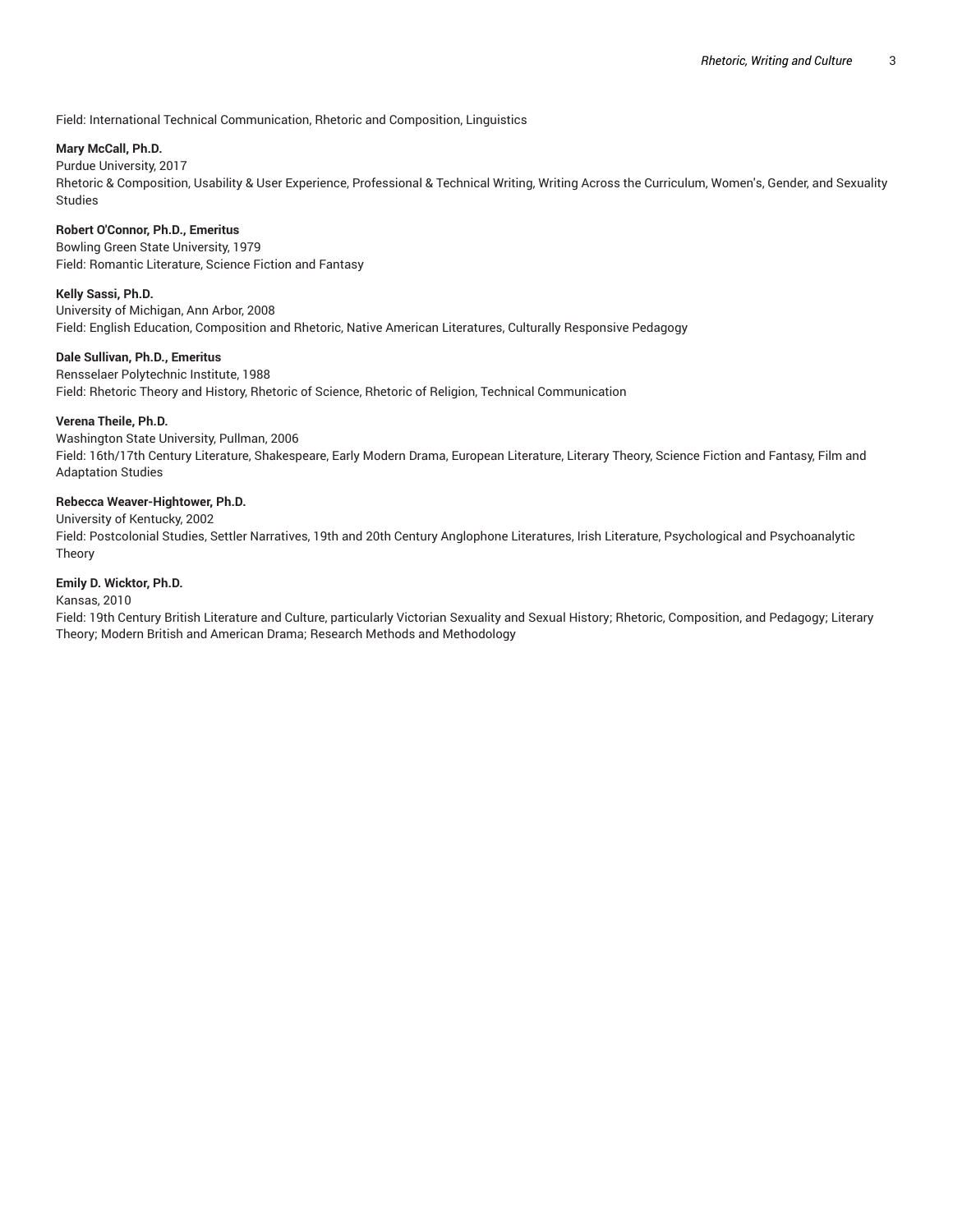Field: International Technical Communication, Rhetoric and Composition, Linguistics

**Mary McCall, Ph.D.**
Purdue University, 2017
Rhetoric & Composition, Usability & User Experience, Professional & Technical Writing, Writing Across the Curriculum, Women's, Gender, and Sexuality Studies

**Robert O'Connor, Ph.D., Emeritus**
Bowling Green State University, 1979
Field: Romantic Literature, Science Fiction and Fantasy

**Kelly Sassi, Ph.D.**
University of Michigan, Ann Arbor, 2008
Field: English Education, Composition and Rhetoric, Native American Literatures, Culturally Responsive Pedagogy

**Dale Sullivan, Ph.D., Emeritus**
Rensselaer Polytechnic Institute, 1988
Field: Rhetoric Theory and History, Rhetoric of Science, Rhetoric of Religion, Technical Communication

**Verena Theile, Ph.D.**
Washington State University, Pullman, 2006
Field: 16th/17th Century Literature, Shakespeare, Early Modern Drama, European Literature, Literary Theory, Science Fiction and Fantasy, Film and Adaptation Studies

**Rebecca Weaver-Hightower, Ph.D.**
University of Kentucky, 2002
Field: Postcolonial Studies, Settler Narratives, 19th and 20th Century Anglophone Literatures, Irish Literature, Psychological and Psychoanalytic Theory

**Emily D. Wicktor, Ph.D.**
Kansas, 2010
Field: 19th Century British Literature and Culture, particularly Victorian Sexuality and Sexual History; Rhetoric, Composition, and Pedagogy; Literary Theory; Modern British and American Drama; Research Methods and Methodology